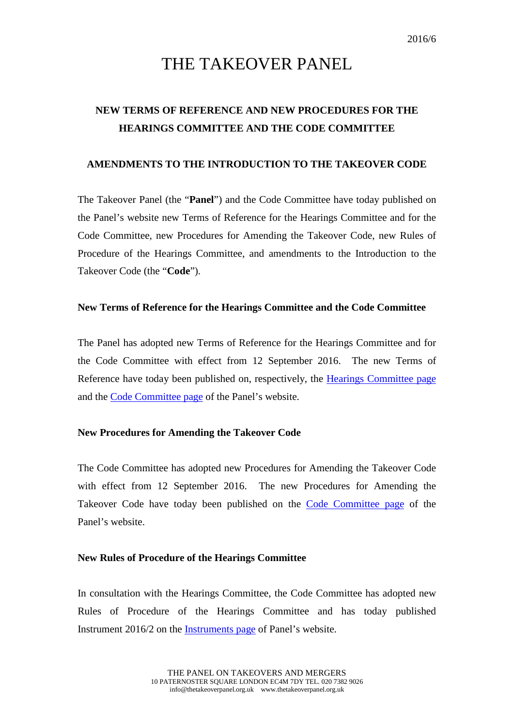2016/6

# THE TAKEOVER PANEL

## NEW TERMS OF REFERENCE AND NEW PROCEDURES FOR THE HEARINGS COMMITTEE AND THE CODE COMMITTEE

## AMENDMENTS TO THE INTRODUCTION TO THE TAKEOVER CODE

The Takeover Panel (the "**Panel**") and the Code Committee have today published on the Panel's website new Terms of Reference for the Hearings Committee and for the Code Committee, new Procedures for Amending the Takeover Code, new Rules of Procedure of the Hearings Committee, and amendments to the Introduction to the Takeover Code (the "**Code**").

### New Terms of Reference for the Hearings Committee and the Code Committee

The Panel has adopted new Terms of Reference for the Hearings Committee and for the Code Committee with effect from 12 September 2016. The new Terms of Reference have today been published on, respectively, the Hearings Committee page and the Code Committee page of the Panel's website.

### New Procedures for Amending the Takeover Code

The Code Committee has adopted new Procedures for Amending the Takeover Code with effect from 12 September 2016. The new Procedures for Amending the Takeover Code have today been published on the Code Committee page of the Panel's website.

### New Rules of Procedure of the Hearings Committee

In consultation with the Hearings Committee, the Code Committee has adopted new Rules of Procedure of the Hearings Committee and has today published Instrument 2016/2 on the Instruments page of Panel's website.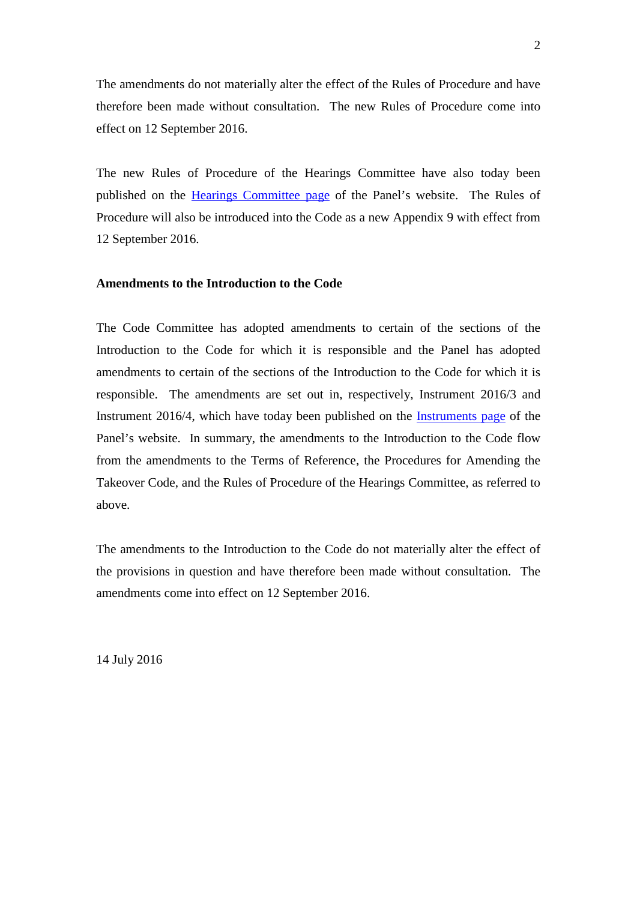The amendments do not materially alter the effect of the Rules of Procedure and have therefore been made without consultation. The new Rules of Procedure come into effect on 12 September 2016.

The new Rules of Procedure of the Hearings Committee have also today been published on the Hearings Committee page of the Panel's website. The Rules of Procedure will also be introduced into the Code as a new Appendix 9 with effect from 12 September 2016.

**Amendments to the Introduction to the Code**

The Code Committee has adopted amendments to certain of the sections of the Introduction to the Code for which it is responsible and the Panel has adopted amendments to certain of the sections of the Introduction to the Code for which it is responsible. The amendments are set out in, respectively, Instrument 2016/3 and Instrument 2016/4, which have today been published on the Instruments page of the Panel's website. In summary, the amendments to the Introduction to the Code flow from the amendments to the Terms of Reference, the Procedures for Amending the Takeover Code, and the Rules of Procedure of the Hearings Committee, as referred to above.

The amendments to the Introduction to the Code do not materially alter the effect of the provisions in question and have therefore been made without consultation. The amendments come into effect on 12 September 2016.

14 July 2016